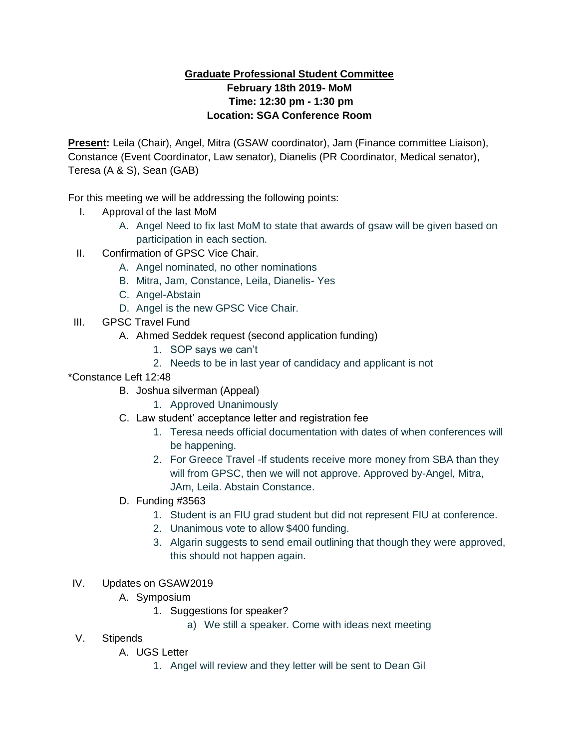**Graduate Professional Student Committee**

**February 18th 2019- MoM**

**Time: 12:30 pm - 1:30 pm**

**Location: SGA Conference Room**

**Present:** Leila (Chair), Angel, Mitra (GSAW coordinator), Jam (Finance committee Liaison), Constance (Event Coordinator, Law senator), Dianelis (PR Coordinator, Medical senator), Teresa (A & S), Sean (GAB)

For this meeting we will be addressing the following points:

I. Approval of the last MoM
   A. Angel Need to fix last MoM to state that awards of gsaw will be given based on participation in each section.

II. Confirmation of GPSC Vice Chair.
   A. Angel nominated, no other nominations
   B. Mitra, Jam, Constance, Leila, Dianelis- Yes
   C. Angel-Abstain
   D. Angel is the new GPSC Vice Chair.

III. GPSC Travel Fund
   A. Ahmed Seddek request (second application funding)
      1. SOP says we can't
      2. Needs to be in last year of candidacy and applicant is not

*Constance Left 12:48

   B. Joshua silverman (Appeal)
      1. Approved Unanimously
   C. Law student' acceptance letter and registration fee
      1. Teresa needs official documentation with dates of when conferences will be happening.
      2. For Greece Travel -If students receive more money from SBA than they will from GPSC, then we will not approve. Approved by-Angel, Mitra, JAm, Leila. Abstain Constance.
   D. Funding #3563
      1. Student is an FIU grad student but did not represent FIU at conference.
      2. Unanimous vote to allow $400 funding.
      3. Algarin suggests to send email outlining that though they were approved, this should not happen again.

IV. Updates on GSAW2019
   A. Symposium
      1. Suggestions for speaker?
         a) We still a speaker. Come with ideas next meeting

V. Stipends
   A. UGS Letter
      1. Angel will review and they letter will be sent to Dean Gil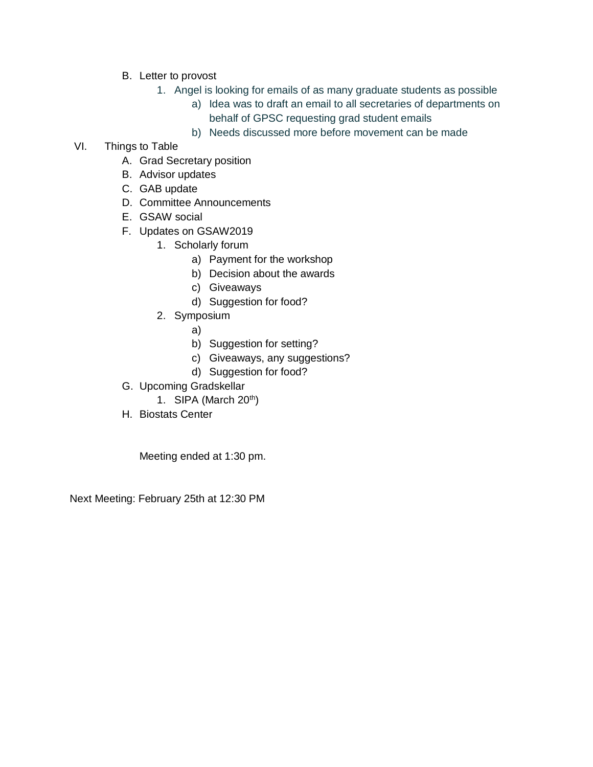- B. Letter to provost
  1. Angel is looking for emails of as many graduate students as possible
     - a) Idea was to draft an email to all secretaries of departments on behalf of GPSC requesting grad student emails
     - b) Needs discussed more before movement can be made

VI. Things to Table

- A. Grad Secretary position
- B. Advisor updates
- C. GAB update
- D. Committee Announcements
- E. GSAW social
- F. Updates on GSAW2019
  1. Scholarly forum
     - a) Payment for the workshop
     - b) Decision about the awards
     - c) Giveaways
     - d) Suggestion for food?
  2. Symposium
     - a)
     - b) Suggestion for setting?
     - c) Giveaways, any suggestions?
     - d) Suggestion for food?
- G. Upcoming Gradskellar
  1. SIPA (March 20th)
- H. Biostats Center

Meeting ended at 1:30 pm.

Next Meeting: February 25th at 12:30 PM